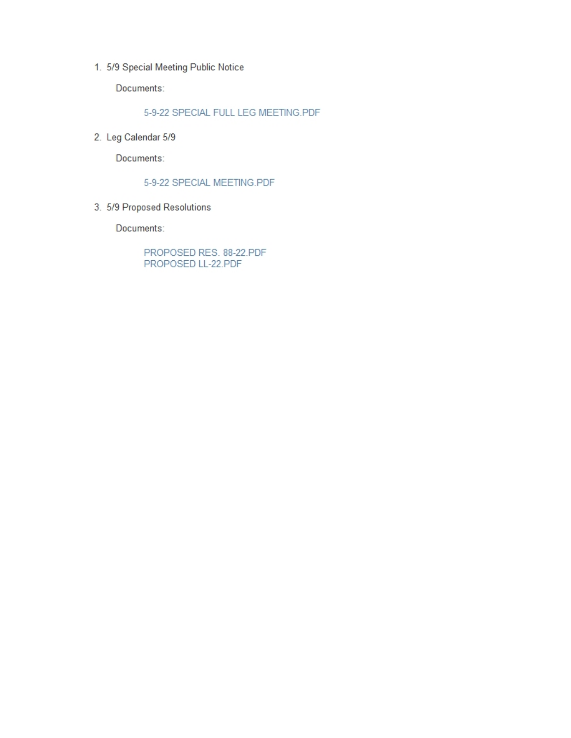1. 5/9 Special Meeting Public Notice

   Documents:

   5-9-22 SPECIAL FULL LEG MEETING.PDF

2. Leg Calendar 5/9

   Documents:

   5-9-22 SPECIAL MEETING.PDF

3. 5/9 Proposed Resolutions

   Documents:

   PROPOSED RES. 88-22.PDF
   PROPOSED LL-22.PDF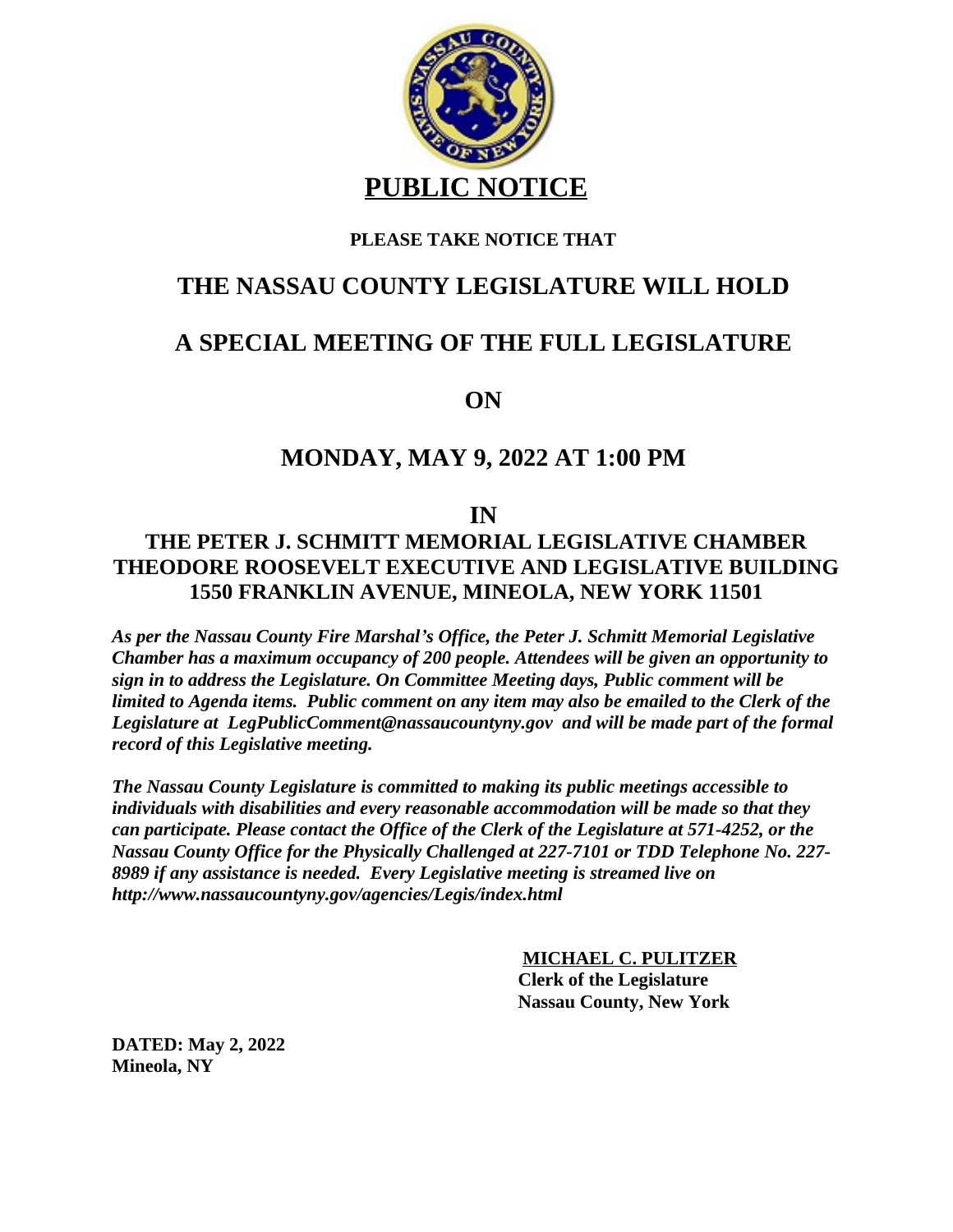# PUBLIC NOTICE

**PLEASE TAKE NOTICE THAT**

## THE NASSAU COUNTY LEGISLATURE WILL HOLD

## A SPECIAL MEETING OF THE FULL LEGISLATURE

## ON

## MONDAY, MAY 9, 2022 AT 1:00 PM

## IN

### THE PETER J. SCHMITT MEMORIAL LEGISLATIVE CHAMBER
### THEODORE ROOSEVELT EXECUTIVE AND LEGISLATIVE BUILDING
### 1550 FRANKLIN AVENUE, MINEOLA, NEW YORK 11501

***As per the Nassau County Fire Marshal's Office, the Peter J. Schmitt Memorial Legislative Chamber has a maximum occupancy of 200 people. Attendees will be given an opportunity to sign in to address the Legislature. On Committee Meeting days, Public comment will be limited to Agenda items. Public comment on any item may also be emailed to the Clerk of the Legislature at LegPublicComment@nassaucountyny.gov and will be made part of the formal record of this Legislative meeting.***

***The Nassau County Legislature is committed to making its public meetings accessible to individuals with disabilities and every reasonable accommodation will be made so that they can participate. Please contact the Office of the Clerk of the Legislature at 571-4252, or the Nassau County Office for the Physically Challenged at 227-7101 or TDD Telephone No. 227-8989 if any assistance is needed. Every Legislative meeting is streamed live on http://www.nassaucountyny.gov/agencies/Legis/index.html***

**MICHAEL C. PULITZER**
**Clerk of the Legislature**
**Nassau County, New York**

**DATED: May 2, 2022**
**Mineola, NY**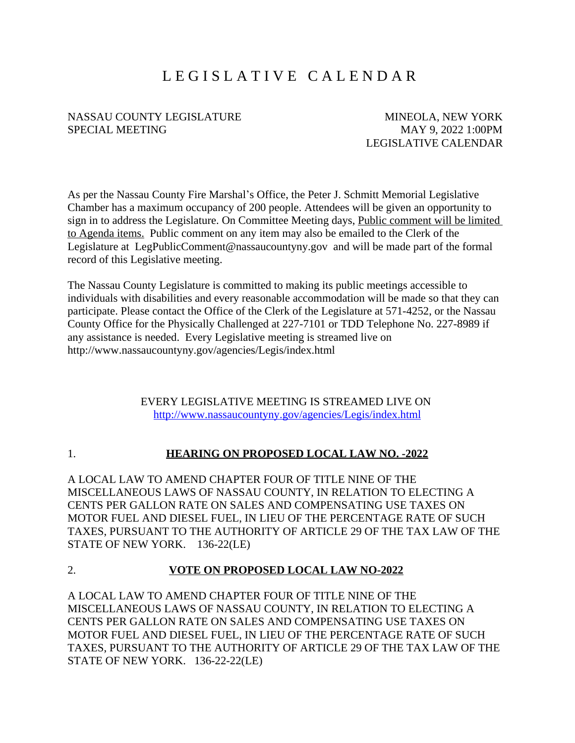# L E G I S L A T I V E   C A L E N D A R

NASSAU COUNTY LEGISLATURE
SPECIAL MEETING

MINEOLA, NEW YORK
MAY 9, 2022 1:00PM
LEGISLATIVE CALENDAR

As per the Nassau County Fire Marshal's Office, the Peter J. Schmitt Memorial Legislative Chamber has a maximum occupancy of 200 people. Attendees will be given an opportunity to sign in to address the Legislature. On Committee Meeting days, Public comment will be limited to Agenda items. Public comment on any item may also be emailed to the Clerk of the Legislature at LegPublicComment@nassaucountyny.gov and will be made part of the formal record of this Legislative meeting.

The Nassau County Legislature is committed to making its public meetings accessible to individuals with disabilities and every reasonable accommodation will be made so that they can participate. Please contact the Office of the Clerk of the Legislature at 571-4252, or the Nassau County Office for the Physically Challenged at 227-7101 or TDD Telephone No. 227-8989 if any assistance is needed. Every Legislative meeting is streamed live on http://www.nassaucountyny.gov/agencies/Legis/index.html

EVERY LEGISLATIVE MEETING IS STREAMED LIVE ON
http://www.nassaucountyny.gov/agencies/Legis/index.html

1. **HEARING ON PROPOSED LOCAL LAW NO. -2022**

A LOCAL LAW TO AMEND CHAPTER FOUR OF TITLE NINE OF THE MISCELLANEOUS LAWS OF NASSAU COUNTY, IN RELATION TO ELECTING A CENTS PER GALLON RATE ON SALES AND COMPENSATING USE TAXES ON MOTOR FUEL AND DIESEL FUEL, IN LIEU OF THE PERCENTAGE RATE OF SUCH TAXES, PURSUANT TO THE AUTHORITY OF ARTICLE 29 OF THE TAX LAW OF THE STATE OF NEW YORK. 136-22(LE)

2. **VOTE ON PROPOSED LOCAL LAW NO-2022**

A LOCAL LAW TO AMEND CHAPTER FOUR OF TITLE NINE OF THE MISCELLANEOUS LAWS OF NASSAU COUNTY, IN RELATION TO ELECTING A CENTS PER GALLON RATE ON SALES AND COMPENSATING USE TAXES ON MOTOR FUEL AND DIESEL FUEL, IN LIEU OF THE PERCENTAGE RATE OF SUCH TAXES, PURSUANT TO THE AUTHORITY OF ARTICLE 29 OF THE TAX LAW OF THE STATE OF NEW YORK. 136-22-22(LE)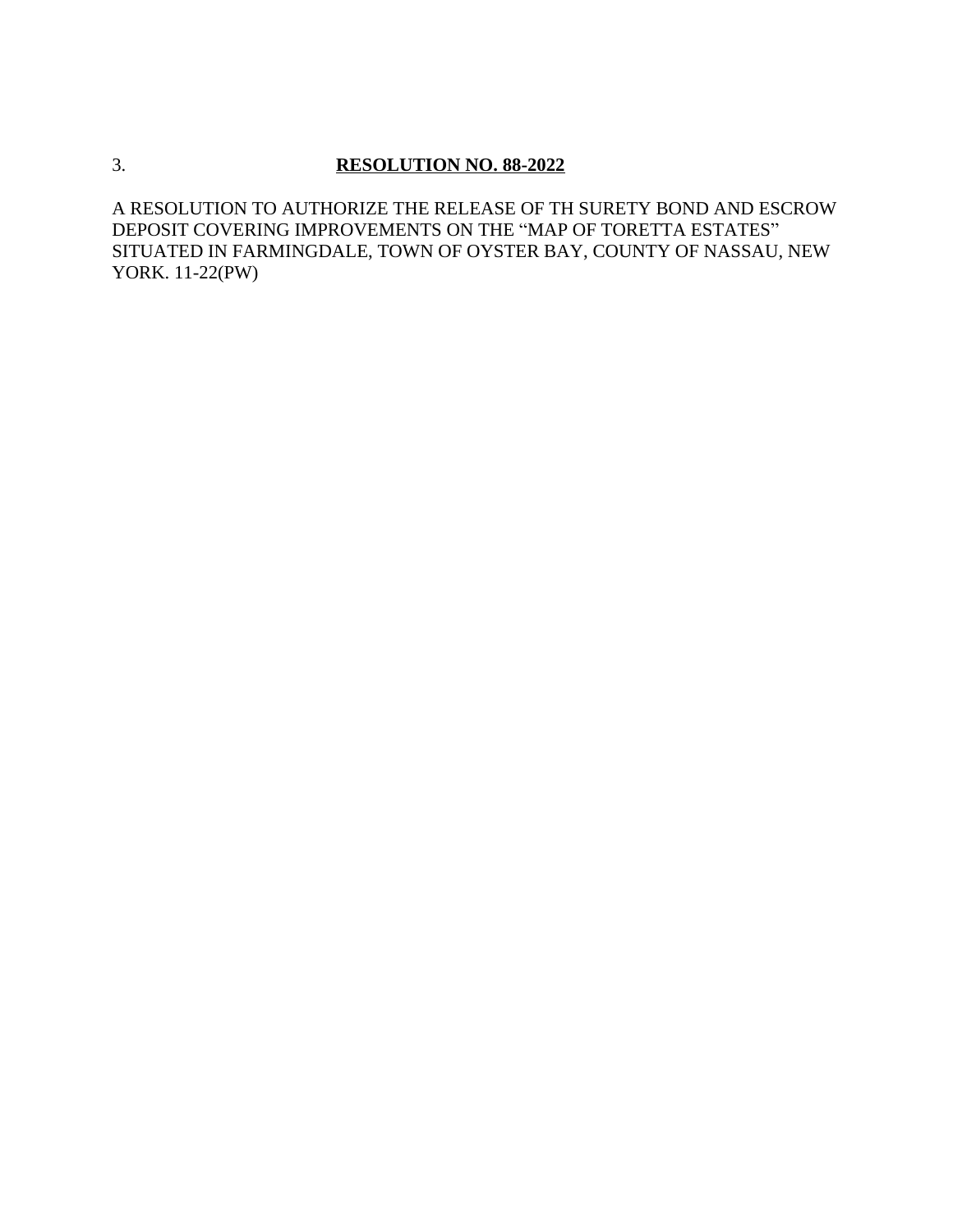3. **RESOLUTION NO. 88-2022**

A RESOLUTION TO AUTHORIZE THE RELEASE OF TH SURETY BOND AND ESCROW DEPOSIT COVERING IMPROVEMENTS ON THE "MAP OF TORETTA ESTATES" SITUATED IN FARMINGDALE, TOWN OF OYSTER BAY, COUNTY OF NASSAU, NEW YORK. 11-22(PW)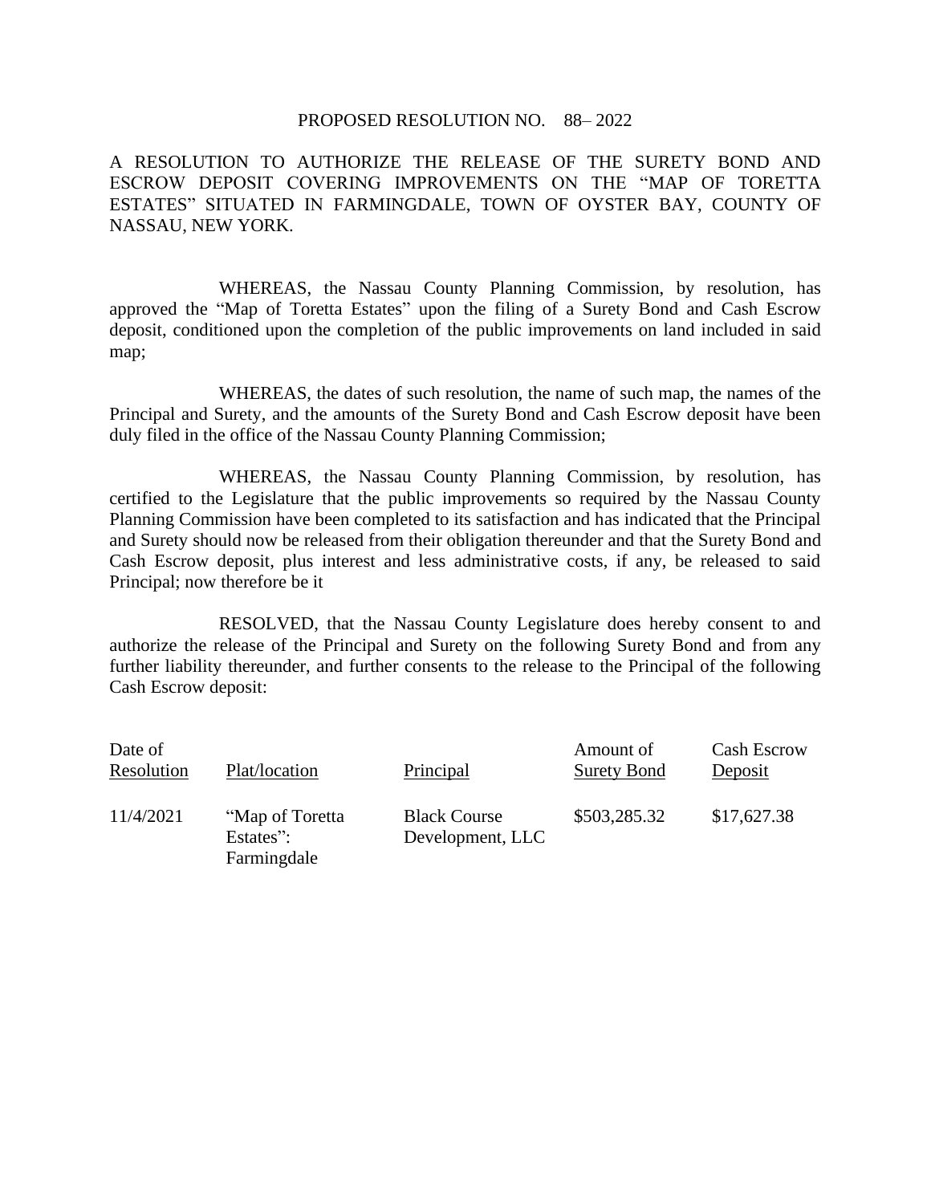PROPOSED RESOLUTION NO. 88– 2022

A RESOLUTION TO AUTHORIZE THE RELEASE OF THE SURETY BOND AND ESCROW DEPOSIT COVERING IMPROVEMENTS ON THE "MAP OF TORETTA ESTATES" SITUATED IN FARMINGDALE, TOWN OF OYSTER BAY, COUNTY OF NASSAU, NEW YORK.

WHEREAS, the Nassau County Planning Commission, by resolution, has approved the "Map of Toretta Estates" upon the filing of a Surety Bond and Cash Escrow deposit, conditioned upon the completion of the public improvements on land included in said map;

WHEREAS, the dates of such resolution, the name of such map, the names of the Principal and Surety, and the amounts of the Surety Bond and Cash Escrow deposit have been duly filed in the office of the Nassau County Planning Commission;

WHEREAS, the Nassau County Planning Commission, by resolution, has certified to the Legislature that the public improvements so required by the Nassau County Planning Commission have been completed to its satisfaction and has indicated that the Principal and Surety should now be released from their obligation thereunder and that the Surety Bond and Cash Escrow deposit, plus interest and less administrative costs, if any, be released to said Principal; now therefore be it

RESOLVED, that the Nassau County Legislature does hereby consent to and authorize the release of the Principal and Surety on the following Surety Bond and from any further liability thereunder, and further consents to the release to the Principal of the following Cash Escrow deposit:

| Date of Resolution | Plat/location | Principal | Amount of Surety Bond | Cash Escrow Deposit |
|---|---|---|---|---|
| 11/4/2021 | "Map of Toretta Estates": Farmingdale | Black Course Development, LLC | $503,285.32 | $17,627.38 |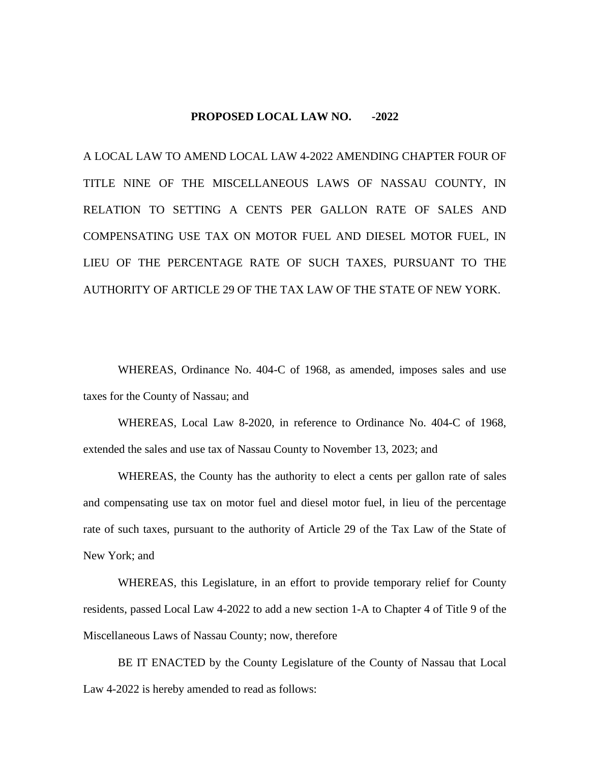**PROPOSED LOCAL LAW NO. -2022**

A LOCAL LAW TO AMEND LOCAL LAW 4-2022 AMENDING CHAPTER FOUR OF TITLE NINE OF THE MISCELLANEOUS LAWS OF NASSAU COUNTY, IN RELATION TO SETTING A CENTS PER GALLON RATE OF SALES AND COMPENSATING USE TAX ON MOTOR FUEL AND DIESEL MOTOR FUEL, IN LIEU OF THE PERCENTAGE RATE OF SUCH TAXES, PURSUANT TO THE AUTHORITY OF ARTICLE 29 OF THE TAX LAW OF THE STATE OF NEW YORK.

WHEREAS, Ordinance No. 404-C of 1968, as amended, imposes sales and use taxes for the County of Nassau; and

WHEREAS, Local Law 8-2020, in reference to Ordinance No. 404-C of 1968, extended the sales and use tax of Nassau County to November 13, 2023; and

WHEREAS, the County has the authority to elect a cents per gallon rate of sales and compensating use tax on motor fuel and diesel motor fuel, in lieu of the percentage rate of such taxes, pursuant to the authority of Article 29 of the Tax Law of the State of New York; and

WHEREAS, this Legislature, in an effort to provide temporary relief for County residents, passed Local Law 4-2022 to add a new section 1-A to Chapter 4 of Title 9 of the Miscellaneous Laws of Nassau County; now, therefore

BE IT ENACTED by the County Legislature of the County of Nassau that Local Law 4-2022 is hereby amended to read as follows: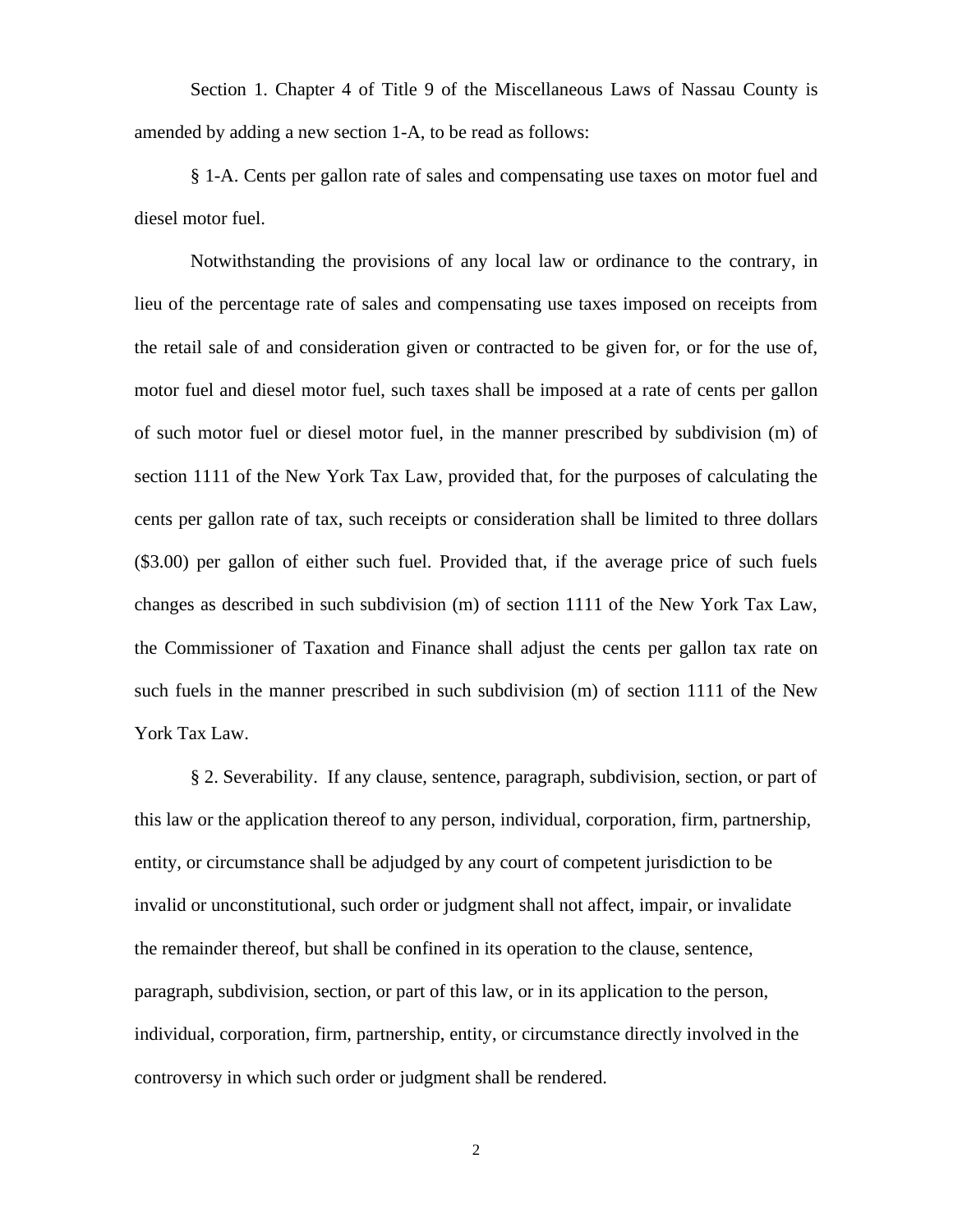Section 1. Chapter 4 of Title 9 of the Miscellaneous Laws of Nassau County is amended by adding a new section 1-A, to be read as follows:

§ 1-A. Cents per gallon rate of sales and compensating use taxes on motor fuel and diesel motor fuel.

Notwithstanding the provisions of any local law or ordinance to the contrary, in lieu of the percentage rate of sales and compensating use taxes imposed on receipts from the retail sale of and consideration given or contracted to be given for, or for the use of, motor fuel and diesel motor fuel, such taxes shall be imposed at a rate of cents per gallon of such motor fuel or diesel motor fuel, in the manner prescribed by subdivision (m) of section 1111 of the New York Tax Law, provided that, for the purposes of calculating the cents per gallon rate of tax, such receipts or consideration shall be limited to three dollars ($3.00) per gallon of either such fuel. Provided that, if the average price of such fuels changes as described in such subdivision (m) of section 1111 of the New York Tax Law, the Commissioner of Taxation and Finance shall adjust the cents per gallon tax rate on such fuels in the manner prescribed in such subdivision (m) of section 1111 of the New York Tax Law.

§ 2. Severability. If any clause, sentence, paragraph, subdivision, section, or part of this law or the application thereof to any person, individual, corporation, firm, partnership, entity, or circumstance shall be adjudged by any court of competent jurisdiction to be invalid or unconstitutional, such order or judgment shall not affect, impair, or invalidate the remainder thereof, but shall be confined in its operation to the clause, sentence, paragraph, subdivision, section, or part of this law, or in its application to the person, individual, corporation, firm, partnership, entity, or circumstance directly involved in the controversy in which such order or judgment shall be rendered.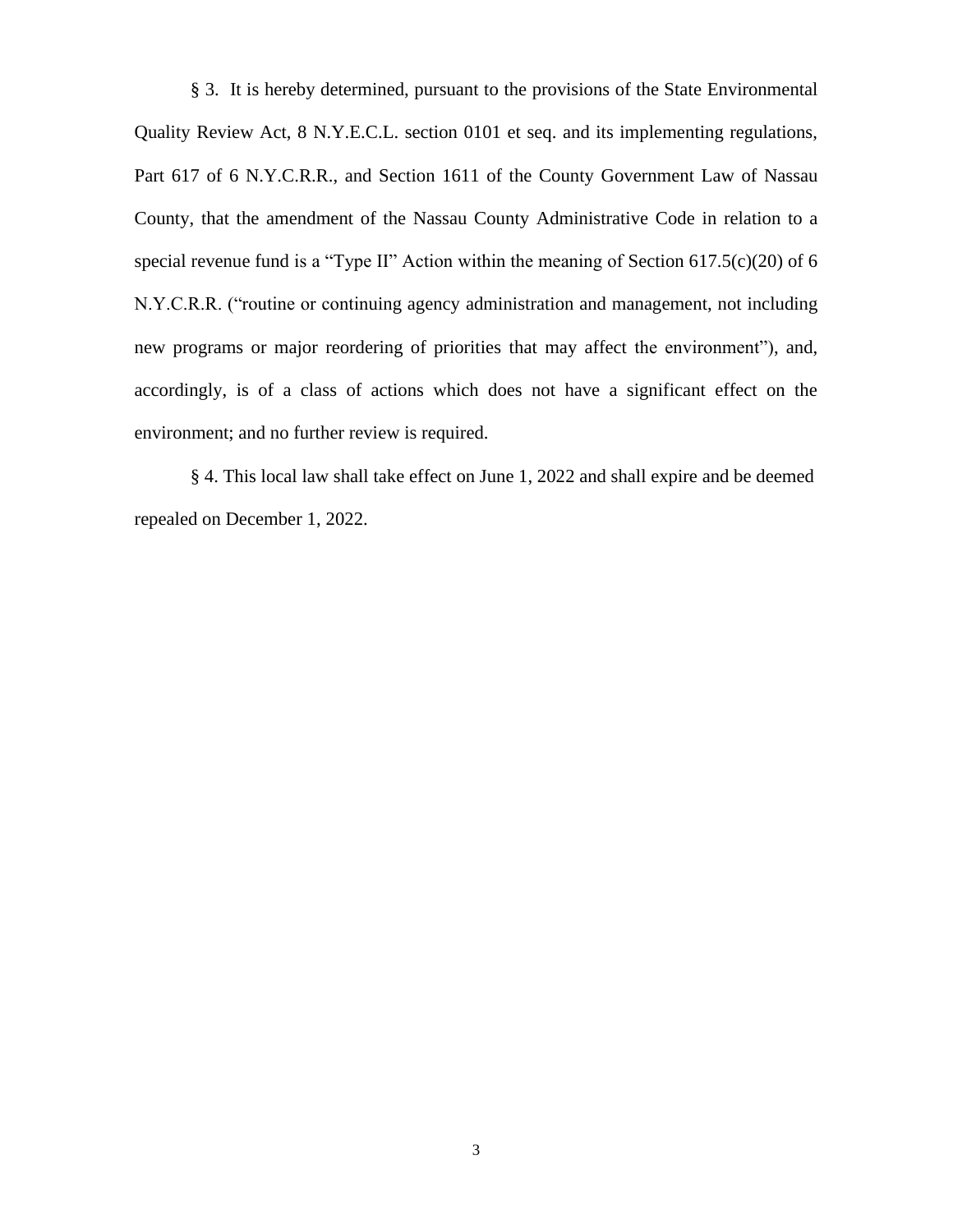§ 3. It is hereby determined, pursuant to the provisions of the State Environmental Quality Review Act, 8 N.Y.E.C.L. section 0101 et seq. and its implementing regulations, Part 617 of 6 N.Y.C.R.R., and Section 1611 of the County Government Law of Nassau County, that the amendment of the Nassau County Administrative Code in relation to a special revenue fund is a "Type II" Action within the meaning of Section 617.5(c)(20) of 6 N.Y.C.R.R. ("routine or continuing agency administration and management, not including new programs or major reordering of priorities that may affect the environment"), and, accordingly, is of a class of actions which does not have a significant effect on the environment; and no further review is required.

§ 4. This local law shall take effect on June 1, 2022 and shall expire and be deemed repealed on December 1, 2022.